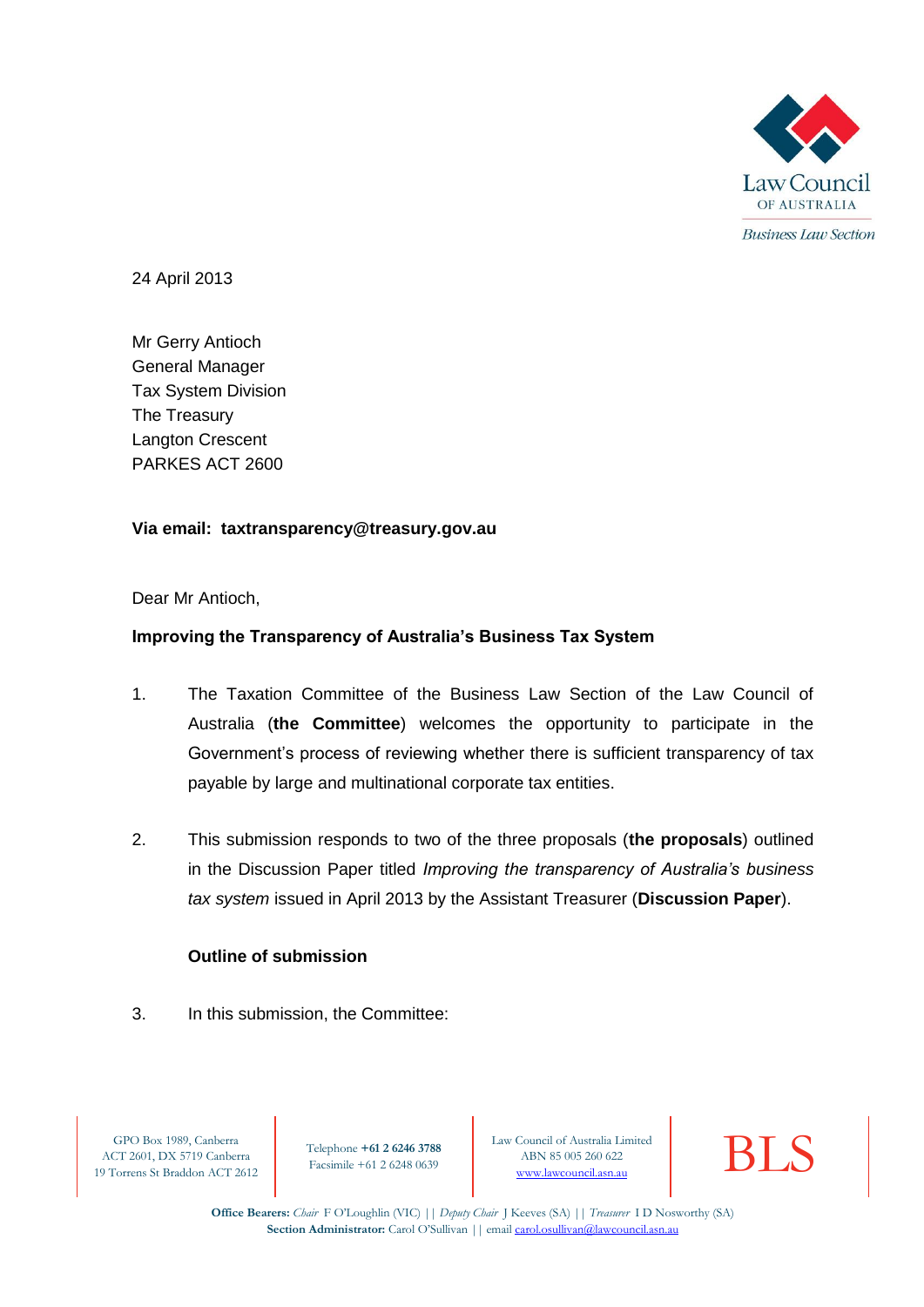Law Council OF AUSTRALIA

*Business Law Section*

24 April 2013

Mr Gerry Antioch
General Manager
Tax System Division
The Treasury
Langton Crescent
PARKES ACT 2600

**Via email: taxtransparency@treasury.gov.au**

Dear Mr Antioch,

**Improving the Transparency of Australia's Business Tax System**

1. The Taxation Committee of the Business Law Section of the Law Council of Australia (**the Committee**) welcomes the opportunity to participate in the Government's process of reviewing whether there is sufficient transparency of tax payable by large and multinational corporate tax entities.

2. This submission responds to two of the three proposals (**the proposals**) outlined in the Discussion Paper titled *Improving the transparency of Australia's business tax system* issued in April 2013 by the Assistant Treasurer (**Discussion Paper**).

**Outline of submission**

3. In this submission, the Committee:

GPO Box 1989, Canberra ACT 2601, DX 5719 Canberra 19 Torrens St Braddon ACT 2612 | Telephone **+61 2 6246 3788** Facsimile +61 2 6248 0639 | Law Council of Australia Limited ABN 85 005 260 622 www.lawcouncil.asn.au | BLS

**Office Bearers:** *Chair* F O'Loughlin (VIC) || *Deputy Chair* J Keeves (SA) || *Treasurer* I D Nosworthy (SA)
**Section Administrator:** Carol O'Sullivan || email carol.osullivan@lawcouncil.asn.au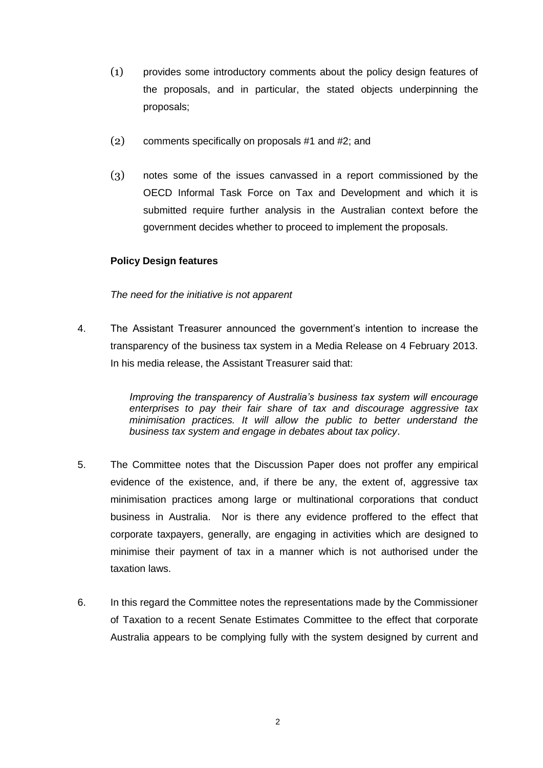(1) provides some introductory comments about the policy design features of the proposals, and in particular, the stated objects underpinning the proposals;

(2) comments specifically on proposals #1 and #2; and

(3) notes some of the issues canvassed in a report commissioned by the OECD Informal Task Force on Tax and Development and which it is submitted require further analysis in the Australian context before the government decides whether to proceed to implement the proposals.

**Policy Design features**

*The need for the initiative is not apparent*

4. The Assistant Treasurer announced the government's intention to increase the transparency of the business tax system in a Media Release on 4 February 2013. In his media release, the Assistant Treasurer said that:

> *Improving the transparency of Australia's business tax system will encourage enterprises to pay their fair share of tax and discourage aggressive tax minimisation practices. It will allow the public to better understand the business tax system and engage in debates about tax policy*.

5. The Committee notes that the Discussion Paper does not proffer any empirical evidence of the existence, and, if there be any, the extent of, aggressive tax minimisation practices among large or multinational corporations that conduct business in Australia. Nor is there any evidence proffered to the effect that corporate taxpayers, generally, are engaging in activities which are designed to minimise their payment of tax in a manner which is not authorised under the taxation laws.

6. In this regard the Committee notes the representations made by the Commissioner of Taxation to a recent Senate Estimates Committee to the effect that corporate Australia appears to be complying fully with the system designed by current and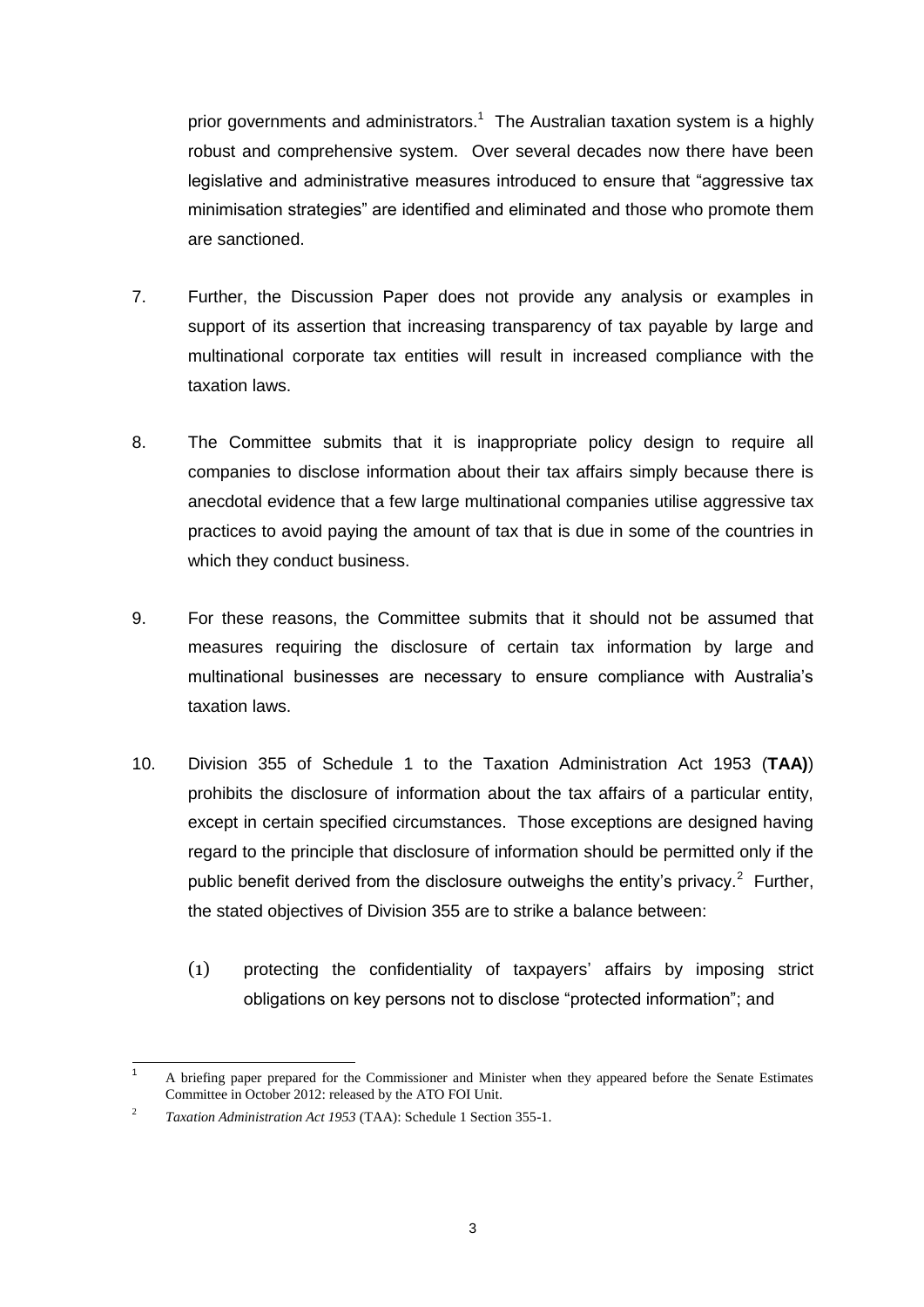prior governments and administrators.[1] The Australian taxation system is a highly robust and comprehensive system. Over several decades now there have been legislative and administrative measures introduced to ensure that "aggressive tax minimisation strategies" are identified and eliminated and those who promote them are sanctioned.

7. Further, the Discussion Paper does not provide any analysis or examples in support of its assertion that increasing transparency of tax payable by large and multinational corporate tax entities will result in increased compliance with the taxation laws.

8. The Committee submits that it is inappropriate policy design to require all companies to disclose information about their tax affairs simply because there is anecdotal evidence that a few large multinational companies utilise aggressive tax practices to avoid paying the amount of tax that is due in some of the countries in which they conduct business.

9. For these reasons, the Committee submits that it should not be assumed that measures requiring the disclosure of certain tax information by large and multinational businesses are necessary to ensure compliance with Australia's taxation laws.

10. Division 355 of Schedule 1 to the Taxation Administration Act 1953 (**TAA)**) prohibits the disclosure of information about the tax affairs of a particular entity, except in certain specified circumstances. Those exceptions are designed having regard to the principle that disclosure of information should be permitted only if the public benefit derived from the disclosure outweighs the entity's privacy.[2] Further, the stated objectives of Division 355 are to strike a balance between:

    (1) protecting the confidentiality of taxpayers' affairs by imposing strict obligations on key persons not to disclose "protected information"; and

---

[1] A briefing paper prepared for the Commissioner and Minister when they appeared before the Senate Estimates Committee in October 2012: released by the ATO FOI Unit.

[2] *Taxation Administration Act 1953* (TAA): Schedule 1 Section 355-1.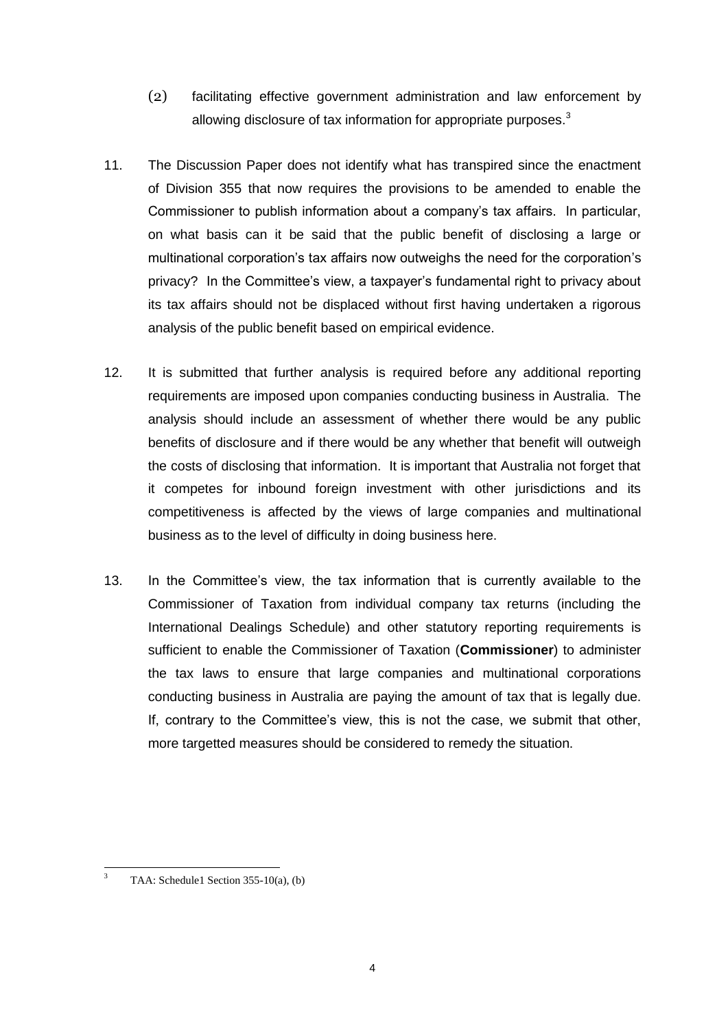(2) facilitating effective government administration and law enforcement by allowing disclosure of tax information for appropriate purposes.[3]

11. The Discussion Paper does not identify what has transpired since the enactment of Division 355 that now requires the provisions to be amended to enable the Commissioner to publish information about a company's tax affairs. In particular, on what basis can it be said that the public benefit of disclosing a large or multinational corporation's tax affairs now outweighs the need for the corporation's privacy? In the Committee's view, a taxpayer's fundamental right to privacy about its tax affairs should not be displaced without first having undertaken a rigorous analysis of the public benefit based on empirical evidence.

12. It is submitted that further analysis is required before any additional reporting requirements are imposed upon companies conducting business in Australia. The analysis should include an assessment of whether there would be any public benefits of disclosure and if there would be any whether that benefit will outweigh the costs of disclosing that information. It is important that Australia not forget that it competes for inbound foreign investment with other jurisdictions and its competitiveness is affected by the views of large companies and multinational business as to the level of difficulty in doing business here.

13. In the Committee's view, the tax information that is currently available to the Commissioner of Taxation from individual company tax returns (including the International Dealings Schedule) and other statutory reporting requirements is sufficient to enable the Commissioner of Taxation (**Commissioner**) to administer the tax laws to ensure that large companies and multinational corporations conducting business in Australia are paying the amount of tax that is legally due. If, contrary to the Committee's view, this is not the case, we submit that other, more targetted measures should be considered to remedy the situation.

[3] TAA: Schedule1 Section 355-10(a), (b)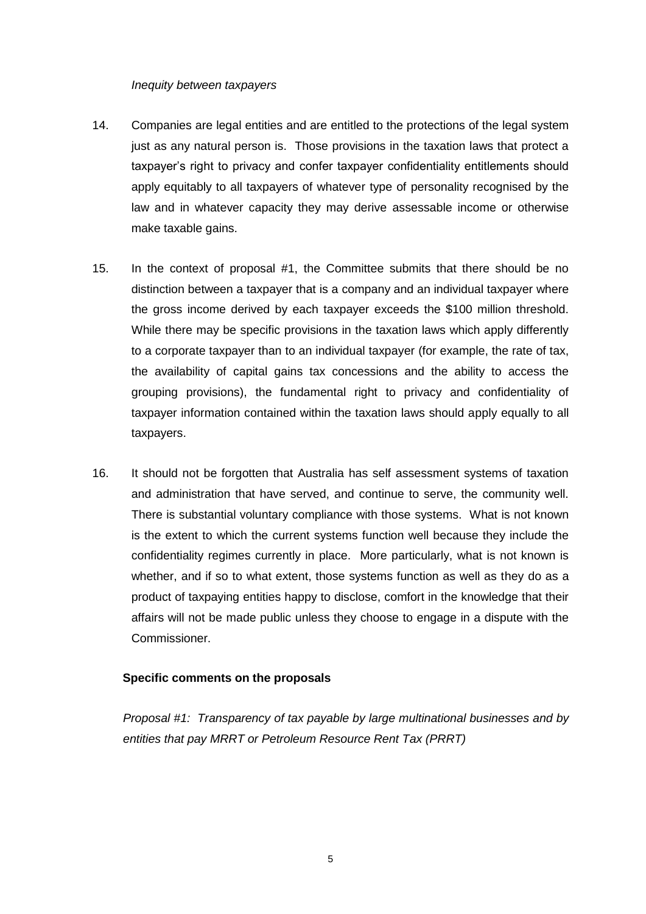*Inequity between taxpayers*

14. Companies are legal entities and are entitled to the protections of the legal system just as any natural person is. Those provisions in the taxation laws that protect a taxpayer's right to privacy and confer taxpayer confidentiality entitlements should apply equitably to all taxpayers of whatever type of personality recognised by the law and in whatever capacity they may derive assessable income or otherwise make taxable gains.

15. In the context of proposal #1, the Committee submits that there should be no distinction between a taxpayer that is a company and an individual taxpayer where the gross income derived by each taxpayer exceeds the $100 million threshold. While there may be specific provisions in the taxation laws which apply differently to a corporate taxpayer than to an individual taxpayer (for example, the rate of tax, the availability of capital gains tax concessions and the ability to access the grouping provisions), the fundamental right to privacy and confidentiality of taxpayer information contained within the taxation laws should apply equally to all taxpayers.

16. It should not be forgotten that Australia has self assessment systems of taxation and administration that have served, and continue to serve, the community well. There is substantial voluntary compliance with those systems. What is not known is the extent to which the current systems function well because they include the confidentiality regimes currently in place. More particularly, what is not known is whether, and if so to what extent, those systems function as well as they do as a product of taxpaying entities happy to disclose, comfort in the knowledge that their affairs will not be made public unless they choose to engage in a dispute with the Commissioner.

**Specific comments on the proposals**

*Proposal #1: Transparency of tax payable by large multinational businesses and by entities that pay MRRT or Petroleum Resource Rent Tax (PRRT)*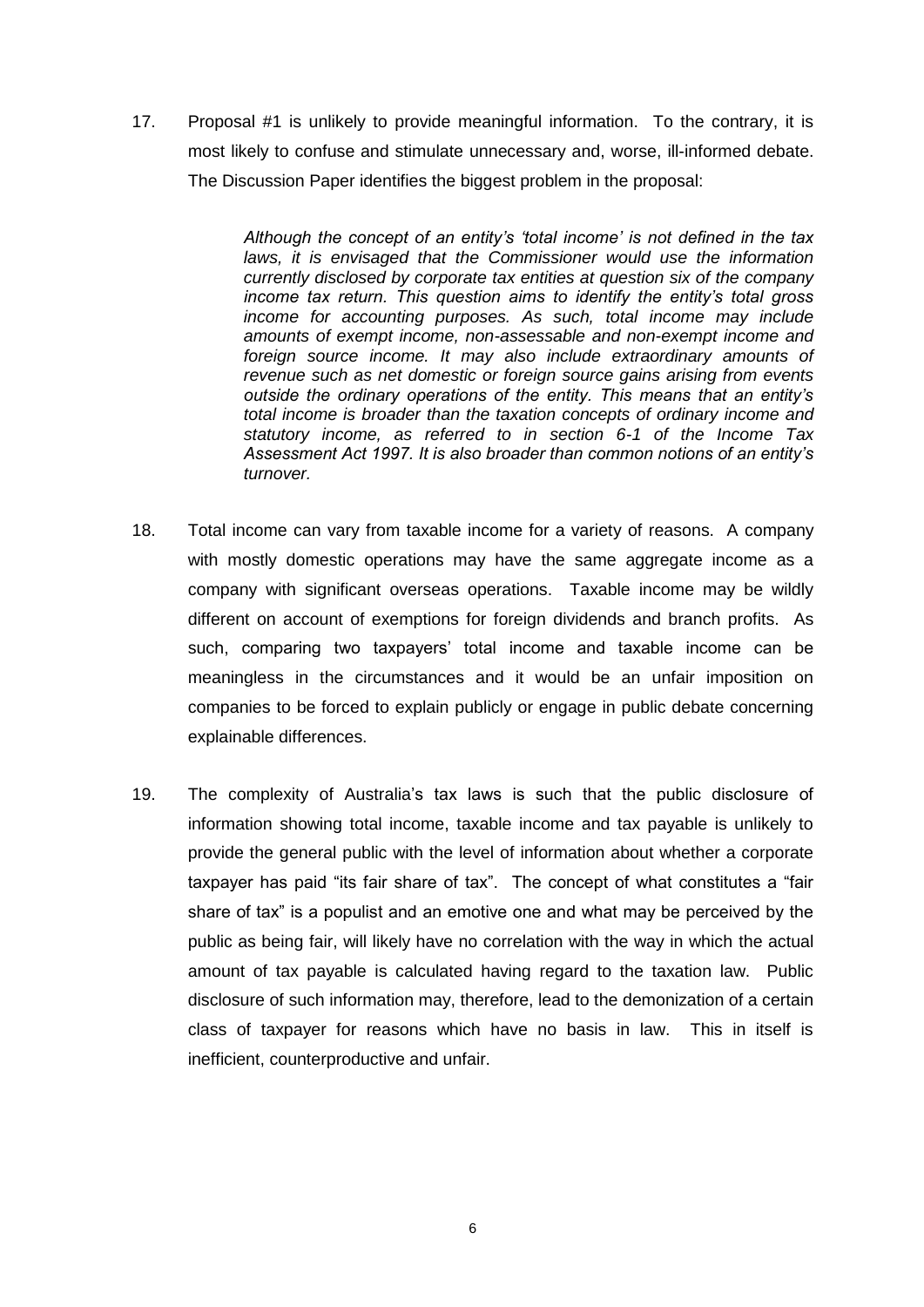17. Proposal #1 is unlikely to provide meaningful information. To the contrary, it is most likely to confuse and stimulate unnecessary and, worse, ill-informed debate. The Discussion Paper identifies the biggest problem in the proposal:

> *Although the concept of an entity's 'total income' is not defined in the tax laws, it is envisaged that the Commissioner would use the information currently disclosed by corporate tax entities at question six of the company income tax return. This question aims to identify the entity's total gross income for accounting purposes. As such, total income may include amounts of exempt income, non-assessable and non-exempt income and foreign source income. It may also include extraordinary amounts of revenue such as net domestic or foreign source gains arising from events outside the ordinary operations of the entity. This means that an entity's total income is broader than the taxation concepts of ordinary income and statutory income, as referred to in section 6-1 of the Income Tax Assessment Act 1997. It is also broader than common notions of an entity's turnover.*

18. Total income can vary from taxable income for a variety of reasons. A company with mostly domestic operations may have the same aggregate income as a company with significant overseas operations. Taxable income may be wildly different on account of exemptions for foreign dividends and branch profits. As such, comparing two taxpayers' total income and taxable income can be meaningless in the circumstances and it would be an unfair imposition on companies to be forced to explain publicly or engage in public debate concerning explainable differences.

19. The complexity of Australia's tax laws is such that the public disclosure of information showing total income, taxable income and tax payable is unlikely to provide the general public with the level of information about whether a corporate taxpayer has paid "its fair share of tax". The concept of what constitutes a "fair share of tax" is a populist and an emotive one and what may be perceived by the public as being fair, will likely have no correlation with the way in which the actual amount of tax payable is calculated having regard to the taxation law. Public disclosure of such information may, therefore, lead to the demonization of a certain class of taxpayer for reasons which have no basis in law. This in itself is inefficient, counterproductive and unfair.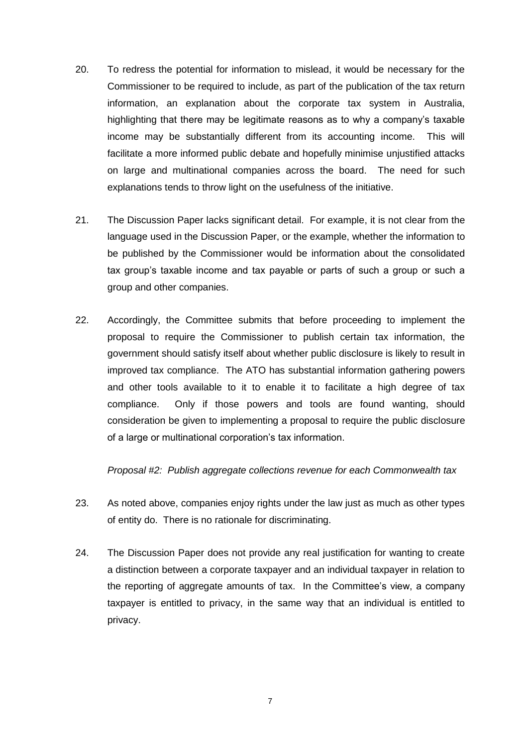20. To redress the potential for information to mislead, it would be necessary for the Commissioner to be required to include, as part of the publication of the tax return information, an explanation about the corporate tax system in Australia, highlighting that there may be legitimate reasons as to why a company's taxable income may be substantially different from its accounting income. This will facilitate a more informed public debate and hopefully minimise unjustified attacks on large and multinational companies across the board. The need for such explanations tends to throw light on the usefulness of the initiative.

21. The Discussion Paper lacks significant detail. For example, it is not clear from the language used in the Discussion Paper, or the example, whether the information to be published by the Commissioner would be information about the consolidated tax group's taxable income and tax payable or parts of such a group or such a group and other companies.

22. Accordingly, the Committee submits that before proceeding to implement the proposal to require the Commissioner to publish certain tax information, the government should satisfy itself about whether public disclosure is likely to result in improved tax compliance. The ATO has substantial information gathering powers and other tools available to it to enable it to facilitate a high degree of tax compliance. Only if those powers and tools are found wanting, should consideration be given to implementing a proposal to require the public disclosure of a large or multinational corporation's tax information.

*Proposal #2: Publish aggregate collections revenue for each Commonwealth tax*

23. As noted above, companies enjoy rights under the law just as much as other types of entity do. There is no rationale for discriminating.

24. The Discussion Paper does not provide any real justification for wanting to create a distinction between a corporate taxpayer and an individual taxpayer in relation to the reporting of aggregate amounts of tax. In the Committee's view, a company taxpayer is entitled to privacy, in the same way that an individual is entitled to privacy.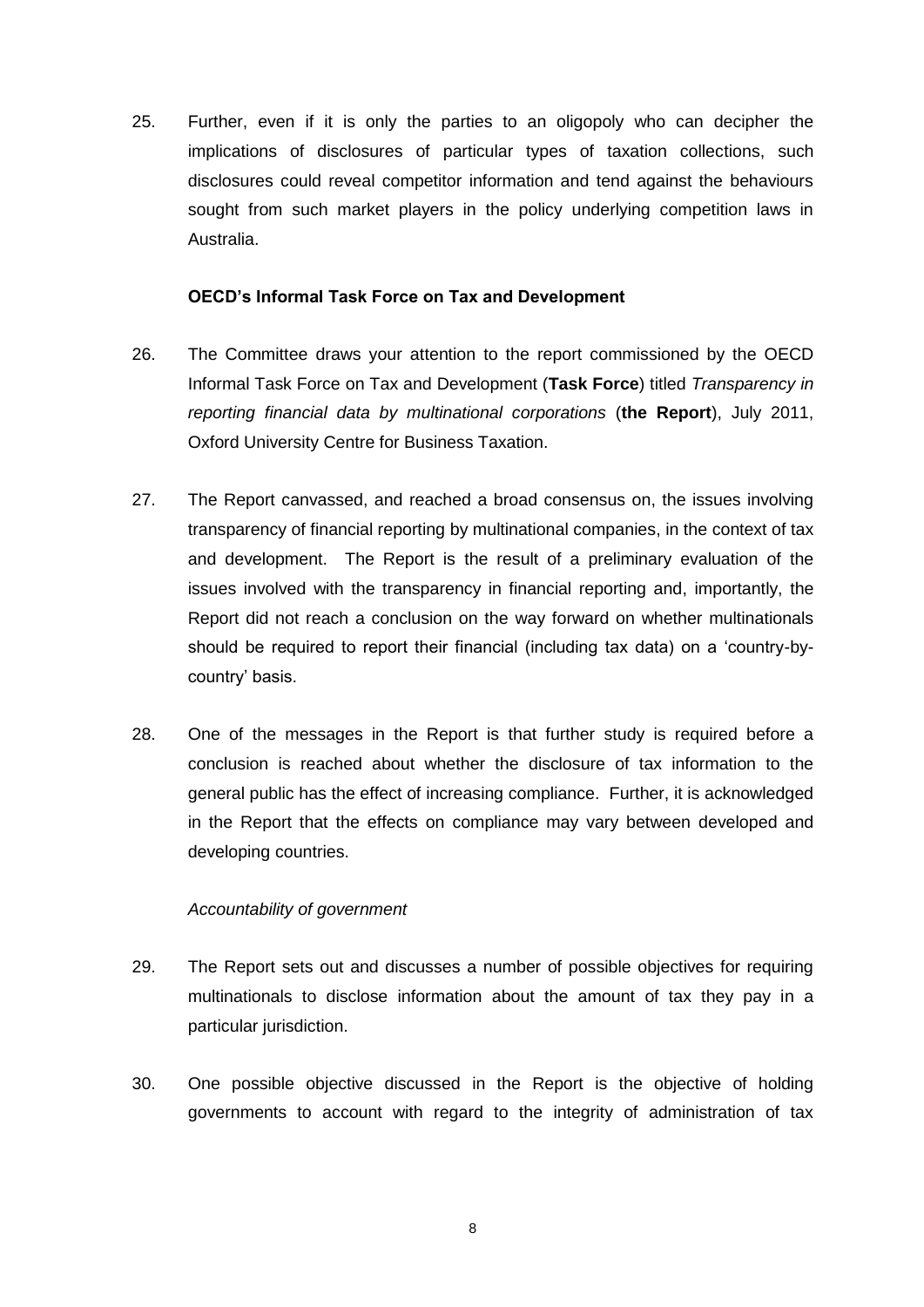25. Further, even if it is only the parties to an oligopoly who can decipher the implications of disclosures of particular types of taxation collections, such disclosures could reveal competitor information and tend against the behaviours sought from such market players in the policy underlying competition laws in Australia.

**OECD's Informal Task Force on Tax and Development**

26. The Committee draws your attention to the report commissioned by the OECD Informal Task Force on Tax and Development (**Task Force**) titled *Transparency in reporting financial data by multinational corporations* (**the Report**), July 2011, Oxford University Centre for Business Taxation.

27. The Report canvassed, and reached a broad consensus on, the issues involving transparency of financial reporting by multinational companies, in the context of tax and development. The Report is the result of a preliminary evaluation of the issues involved with the transparency in financial reporting and, importantly, the Report did not reach a conclusion on the way forward on whether multinationals should be required to report their financial (including tax data) on a 'country-by-country' basis.

28. One of the messages in the Report is that further study is required before a conclusion is reached about whether the disclosure of tax information to the general public has the effect of increasing compliance. Further, it is acknowledged in the Report that the effects on compliance may vary between developed and developing countries.

*Accountability of government*

29. The Report sets out and discusses a number of possible objectives for requiring multinationals to disclose information about the amount of tax they pay in a particular jurisdiction.

30. One possible objective discussed in the Report is the objective of holding governments to account with regard to the integrity of administration of tax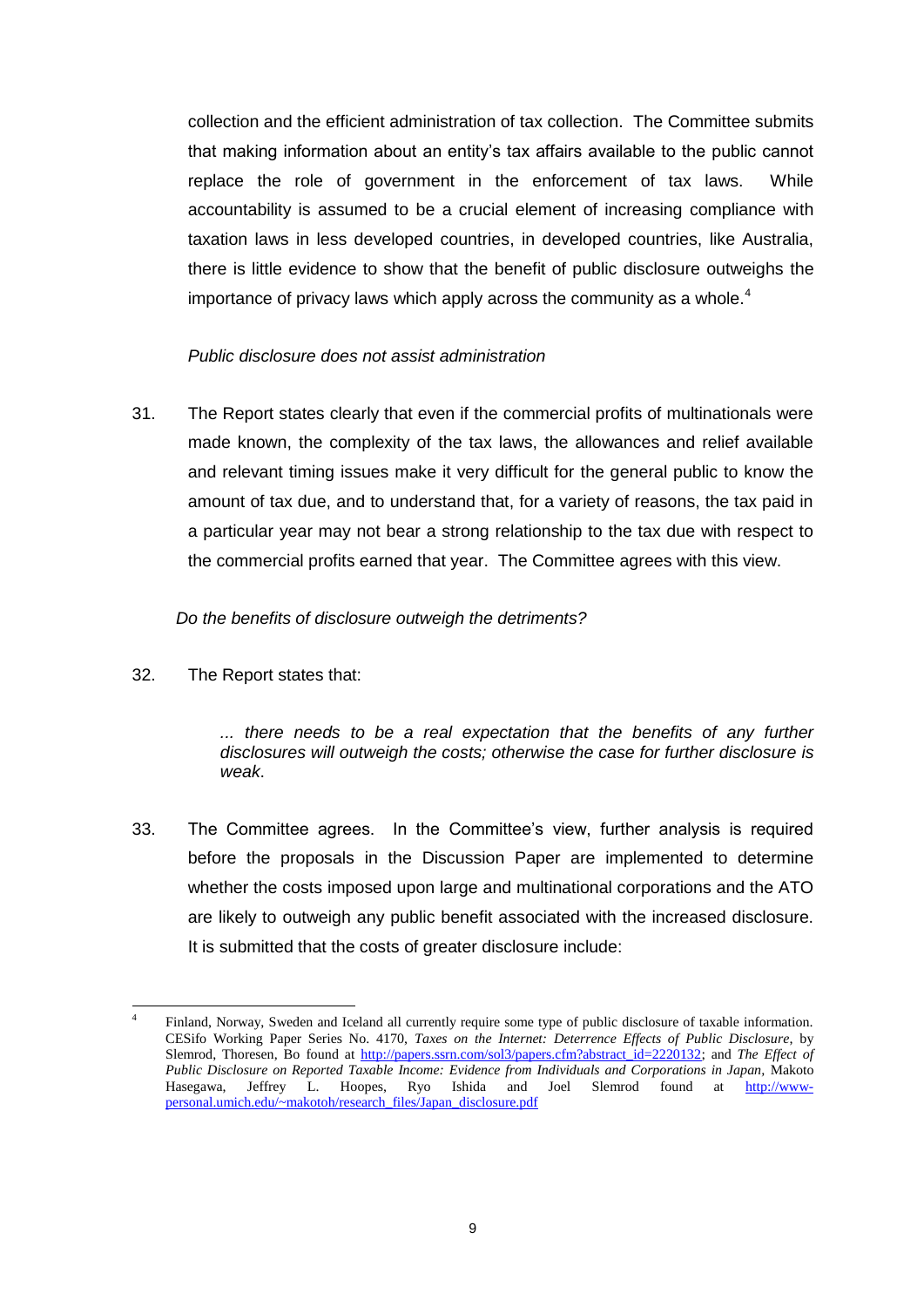collection and the efficient administration of tax collection. The Committee submits that making information about an entity's tax affairs available to the public cannot replace the role of government in the enforcement of tax laws. While accountability is assumed to be a crucial element of increasing compliance with taxation laws in less developed countries, in developed countries, like Australia, there is little evidence to show that the benefit of public disclosure outweighs the importance of privacy laws which apply across the community as a whole.[4]

*Public disclosure does not assist administration*

31. The Report states clearly that even if the commercial profits of multinationals were made known, the complexity of the tax laws, the allowances and relief available and relevant timing issues make it very difficult for the general public to know the amount of tax due, and to understand that, for a variety of reasons, the tax paid in a particular year may not bear a strong relationship to the tax due with respect to the commercial profits earned that year. The Committee agrees with this view.

*Do the benefits of disclosure outweigh the detriments?*

32. The Report states that:

> *... there needs to be a real expectation that the benefits of any further disclosures will outweigh the costs; otherwise the case for further disclosure is weak.*

33. The Committee agrees. In the Committee's view, further analysis is required before the proposals in the Discussion Paper are implemented to determine whether the costs imposed upon large and multinational corporations and the ATO are likely to outweigh any public benefit associated with the increased disclosure. It is submitted that the costs of greater disclosure include:

---

[4] Finland, Norway, Sweden and Iceland all currently require some type of public disclosure of taxable information. CESifo Working Paper Series No. 4170, *Taxes on the Internet: Deterrence Effects of Public Disclosure*, by Slemrod, Thoresen, Bo found at http://papers.ssrn.com/sol3/papers.cfm?abstract_id=2220132; and *The Effect of Public Disclosure on Reported Taxable Income: Evidence from Individuals and Corporations in Japan*, Makoto Hasegawa, Jeffrey L. Hoopes, Ryo Ishida and Joel Slemrod found at http://www-personal.umich.edu/~makotoh/research_files/Japan_disclosure.pdf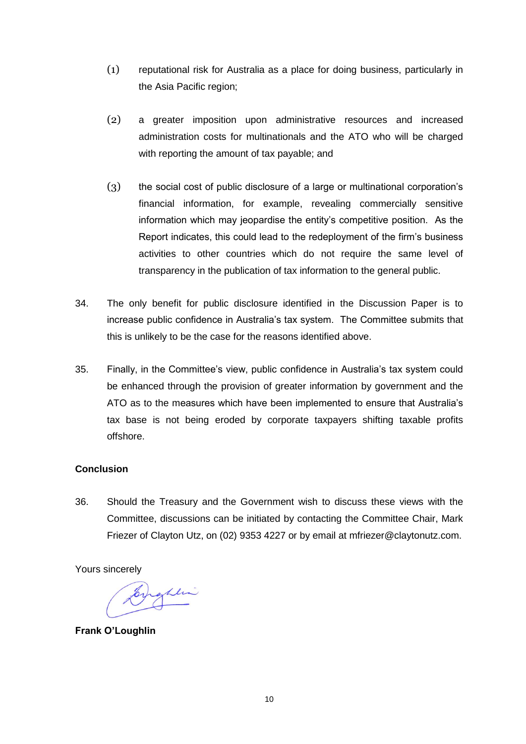(1) reputational risk for Australia as a place for doing business, particularly in the Asia Pacific region;

(2) a greater imposition upon administrative resources and increased administration costs for multinationals and the ATO who will be charged with reporting the amount of tax payable; and

(3) the social cost of public disclosure of a large or multinational corporation's financial information, for example, revealing commercially sensitive information which may jeopardise the entity's competitive position. As the Report indicates, this could lead to the redeployment of the firm's business activities to other countries which do not require the same level of transparency in the publication of tax information to the general public.

34. The only benefit for public disclosure identified in the Discussion Paper is to increase public confidence in Australia's tax system. The Committee submits that this is unlikely to be the case for the reasons identified above.

35. Finally, in the Committee's view, public confidence in Australia's tax system could be enhanced through the provision of greater information by government and the ATO as to the measures which have been implemented to ensure that Australia's tax base is not being eroded by corporate taxpayers shifting taxable profits offshore.

**Conclusion**

36. Should the Treasury and the Government wish to discuss these views with the Committee, discussions can be initiated by contacting the Committee Chair, Mark Friezer of Clayton Utz, on (02) 9353 4227 or by email at mfriezer@claytonutz.com.

Yours sincerely

**Frank O'Loughlin**